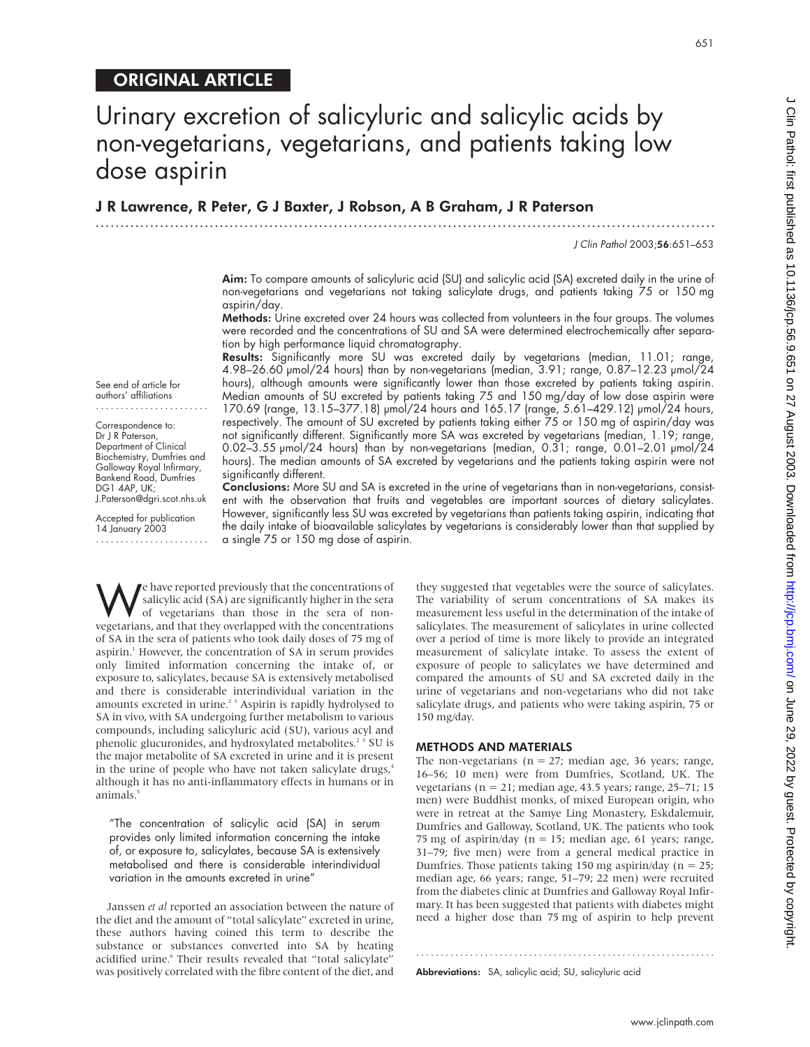ORIGINAL ARTICLE

# Urinary excretion of salicyluric and salicylic acids by non-vegetarians, vegetarians, and patients taking low dose aspirin

**J R Lawrence, R Peter, G J Baxter, J Robson, A B Graham, J R Paterson**

See end of article for authors' affiliations

Correspondence to: Dr J R Paterson, Department of Clinical Biochemistry, Dumfries and Galloway Royal Infirmary, Bankend Road, Dumfries DG1 4AP, UK; J.Paterson@dgri.scot.nhs.uk

Accepted for publication 14 January 2003

**Aim:** To compare amounts of salicyluric acid (SU) and salicylic acid (SA) excreted daily in the urine of non-vegetarians and vegetarians not taking salicylate drugs, and patients taking 75 or 150 mg aspirin/day.

**Methods:** Urine excreted over 24 hours was collected from volunteers in the four groups. The volumes were recorded and the concentrations of SU and SA were determined electrochemically after separation by high performance liquid chromatography.

**Results:** Significantly more SU was excreted daily by vegetarians (median, 11.01; range, 4.98–26.60 μmol/24 hours) than by non-vegetarians (median, 3.91; range, 0.87–12.23 μmol/24 hours), although amounts were significantly lower than those excreted by patients taking aspirin. Median amounts of SU excreted by patients taking 75 and 150 mg/day of low dose aspirin were 170.69 (range, 13.15–377.18) μmol/24 hours and 165.17 (range, 5.61–429.12) μmol/24 hours, respectively. The amount of SU excreted by patients taking either 75 or 150 mg of aspirin/day was not significantly different. Significantly more SA was excreted by vegetarians (median, 1.19; range, 0.02–3.55 μmol/24 hours) than by non-vegetarians (median, 0.31; range, 0.01–2.01 μmol/24 hours). The median amounts of SA excreted by vegetarians and the patients taking aspirin were not significantly different.

**Conclusions:** More SU and SA is excreted in the urine of vegetarians than in non-vegetarians, consistent with the observation that fruits and vegetables are important sources of dietary salicylates. However, significantly less SU was excreted by vegetarians than patients taking aspirin, indicating that the daily intake of bioavailable salicylates by vegetarians is considerably lower than that supplied by a single 75 or 150 mg dose of aspirin.

We have reported previously that the concentrations of salicylic acid (SA) are significantly higher in the sera of vegetarians than those in the sera of non-vegetarians, and that they overlapped with the concentrations of SA in the sera of patients who took daily doses of 75 mg of aspirin.[1] However, the concentration of SA in serum provides only limited information concerning the intake of, or exposure to, salicylates, because SA is extensively metabolised and there is considerable interindividual variation in the amounts excreted in urine.[2,3] Aspirin is rapidly hydrolysed to SA in vivo, with SA undergoing further metabolism to various compounds, including salicyluric acid (SU), various acyl and phenolic glucuronides, and hydroxylated metabolites.[2,3] SU is the major metabolite of SA excreted in urine and it is present in the urine of people who have not taken salicylate drugs,[4] although it has no anti-inflammatory effects in humans or in animals.[5]

> "The concentration of salicylic acid (SA) in serum provides only limited information concerning the intake of, or exposure to, salicylates, because SA is extensively metabolised and there is considerable interindividual variation in the amounts excreted in urine"

Janssen *et al* reported an association between the nature of the diet and the amount of "total salicylate" excreted in urine, these authors having coined this term to describe the substance or substances converted into SA by heating acidified urine.[6] Their results revealed that "total salicylate" was positively correlated with the fibre content of the diet, and they suggested that vegetables were the source of salicylates. The variability of serum concentrations of SA makes its measurement less useful in the determination of the intake of salicylates. The measurement of salicylates in urine collected over a period of time is more likely to provide an integrated measurement of salicylate intake. To assess the extent of exposure of people to salicylates we have determined and compared the amounts of SU and SA excreted daily in the urine of vegetarians and non-vegetarians who did not take salicylate drugs, and patients who were taking aspirin, 75 or 150 mg/day.

## METHODS AND MATERIALS

The non-vegetarians (n = 27; median age, 36 years; range, 16–56; 10 men) were from Dumfries, Scotland, UK. The vegetarians (n = 21; median age, 43.5 years; range, 25–71; 15 men) were Buddhist monks, of mixed European origin, who were in retreat at the Samye Ling Monastery, Eskdalemuir, Dumfries and Galloway, Scotland, UK. The patients who took 75 mg of aspirin/day (n = 15; median age, 61 years; range, 31–79; five men) were from a general medical practice in Dumfries. Those patients taking 150 mg aspirin/day (n = 25; median age, 66 years; range, 51–79; 22 men) were recruited from the diabetes clinic at Dumfries and Galloway Royal Infirmary. It has been suggested that patients with diabetes might need a higher dose than 75 mg of aspirin to help prevent

**Abbreviations:** SA, salicylic acid; SU, salicyluric acid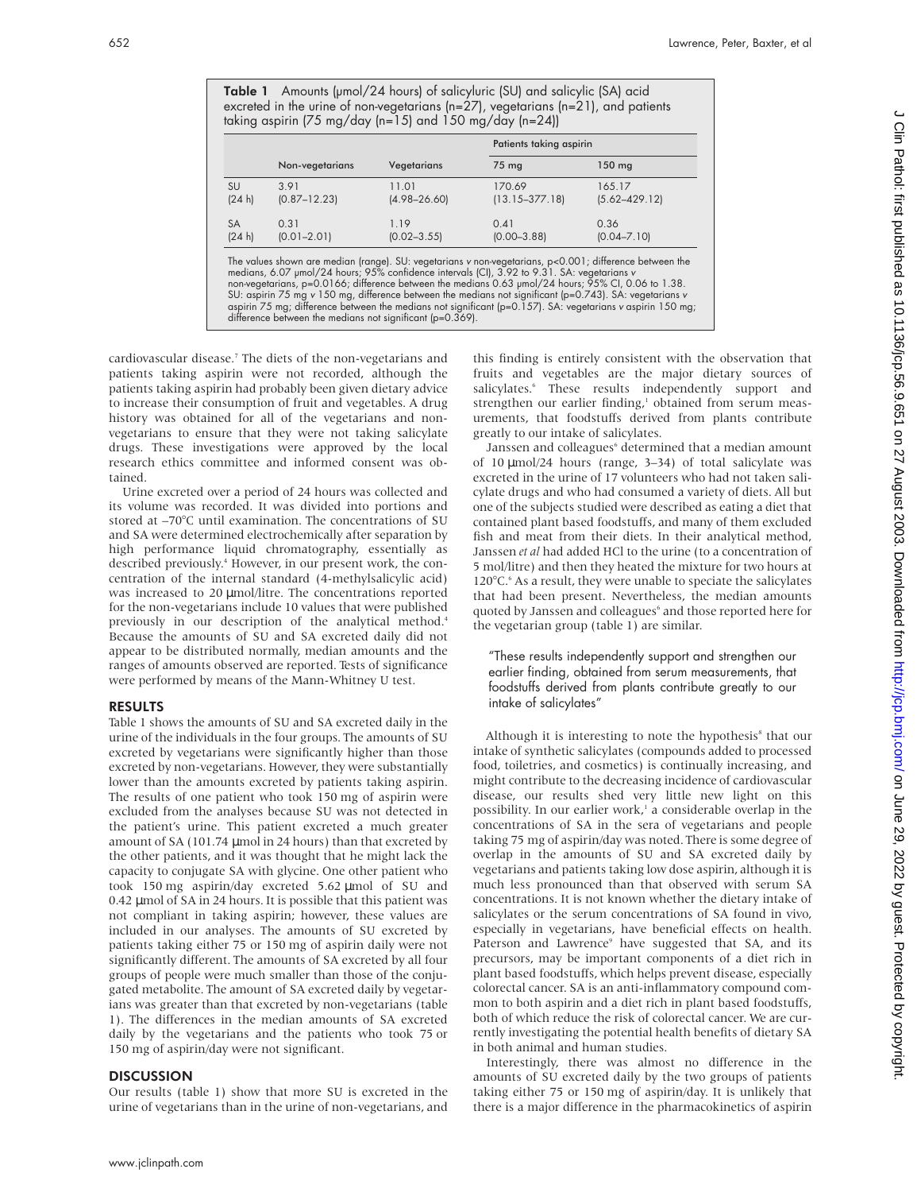**Table 1** Amounts (μmol/24 hours) of salicyluric (SU) and salicylic (SA) acid excreted in the urine of non-vegetarians (n=27), vegetarians (n=21), and patients taking aspirin (75 mg/day (n=15) and 150 mg/day (n=24))

| | Non-vegetarians | Vegetarians | Patients taking aspirin | |
|---|---|---|---|---|
| | | | 75 mg | 150 mg |
| SU (24 h) | 3.91 (0.87–12.23) | 11.01 (4.98–26.60) | 170.69 (13.15–377.18) | 165.17 (5.62–429.12) |
| SA (24 h) | 0.31 (0.01–2.01) | 1.19 (0.02–3.55) | 0.41 (0.00–3.88) | 0.36 (0.04–7.10) |

The values shown are median (range). SU: vegetarians *v* non-vegetarians, p<0.001; difference between the medians, 6.07 μmol/24 hours; 95% confidence intervals (CI), 3.92 to 9.31. SA: vegetarians *v* non-vegetarians, p=0.0166; difference between the medians 0.63 μmol/24 hours; 95% CI, 0.06 to 1.38. SU: aspirin 75 mg *v* 150 mg, difference between the medians not significant (p=0.743). SA: vegetarians *v* aspirin 75 mg; difference between the medians not significant (p=0.157). SA: vegetarians *v* aspirin 150 mg; difference between the medians not significant (p=0.369).

cardiovascular disease.[7] The diets of the non-vegetarians and patients taking aspirin were not recorded, although the patients taking aspirin had probably been given dietary advice to increase their consumption of fruit and vegetables. A drug history was obtained for all of the vegetarians and non-vegetarians to ensure that they were not taking salicylate drugs. These investigations were approved by the local research ethics committee and informed consent was obtained.

Urine excreted over a period of 24 hours was collected and its volume was recorded. It was divided into portions and stored at −70°C until examination. The concentrations of SU and SA were determined electrochemically after separation by high performance liquid chromatography, essentially as described previously.[4] However, in our present work, the concentration of the internal standard (4-methylsalicylic acid) was increased to 20 μmol/litre. The concentrations reported for the non-vegetarians include 10 values that were published previously in our description of the analytical method.[4] Because the amounts of SU and SA excreted daily did not appear to be distributed normally, median amounts and the ranges of amounts observed are reported. Tests of significance were performed by means of the Mann-Whitney U test.

## RESULTS

Table 1 shows the amounts of SU and SA excreted daily in the urine of the individuals in the four groups. The amounts of SU excreted by vegetarians were significantly higher than those excreted by non-vegetarians. However, they were substantially lower than the amounts excreted by patients taking aspirin. The results of one patient who took 150 mg of aspirin were excluded from the analyses because SU was not detected in the patient's urine. This patient excreted a much greater amount of SA (101.74 μmol in 24 hours) than that excreted by the other patients, and it was thought that he might lack the capacity to conjugate SA with glycine. One other patient who took 150 mg aspirin/day excreted 5.62 μmol of SU and 0.42 μmol of SA in 24 hours. It is possible that this patient was not compliant in taking aspirin; however, these values are included in our analyses. The amounts of SU excreted by patients taking either 75 or 150 mg of aspirin daily were not significantly different. The amounts of SA excreted by all four groups of people were much smaller than those of the conjugated metabolite. The amount of SA excreted daily by vegetarians was greater than that excreted by non-vegetarians (table 1). The differences in the median amounts of SA excreted daily by the vegetarians and the patients who took 75 or 150 mg of aspirin/day were not significant.

## DISCUSSION

Our results (table 1) show that more SU is excreted in the urine of vegetarians than in the urine of non-vegetarians, and this finding is entirely consistent with the observation that fruits and vegetables are the major dietary sources of salicylates.[6] These results independently support and strengthen our earlier finding,[1] obtained from serum measurements, that foodstuffs derived from plants contribute greatly to our intake of salicylates.

Janssen and colleagues[6] determined that a median amount of 10 μmol/24 hours (range, 3–34) of total salicylate was excreted in the urine of 17 volunteers who had not taken salicylate drugs and who had consumed a variety of diets. All but one of the subjects studied were described as eating a diet that contained plant based foodstuffs, and many of them excluded fish and meat from their diets. In their analytical method, Janssen *et al* had added HCl to the urine (to a concentration of 5 mol/litre) and then they heated the mixture for two hours at 120°C.[6] As a result, they were unable to speciate the salicylates that had been present. Nevertheless, the median amounts quoted by Janssen and colleagues[6] and those reported here for the vegetarian group (table 1) are similar.

> "These results independently support and strengthen our earlier finding, obtained from serum measurements, that foodstuffs derived from plants contribute greatly to our intake of salicylates"

Although it is interesting to note the hypothesis[8] that our intake of synthetic salicylates (compounds added to processed food, toiletries, and cosmetics) is continually increasing, and might contribute to the decreasing incidence of cardiovascular disease, our results shed very little new light on this possibility. In our earlier work,[1] a considerable overlap in the concentrations of SA in the sera of vegetarians and people taking 75 mg of aspirin/day was noted. There is some degree of overlap in the amounts of SU and SA excreted daily by vegetarians and patients taking low dose aspirin, although it is much less pronounced than that observed with serum SA concentrations. It is not known whether the dietary intake of salicylates or the serum concentrations of SA found in vivo, especially in vegetarians, have beneficial effects on health. Paterson and Lawrence[9] have suggested that SA, and its precursors, may be important components of a diet rich in plant based foodstuffs, which helps prevent disease, especially colorectal cancer. SA is an anti-inflammatory compound common to both aspirin and a diet rich in plant based foodstuffs, both of which reduce the risk of colorectal cancer. We are currently investigating the potential health benefits of dietary SA in both animal and human studies.

Interestingly, there was almost no difference in the amounts of SU excreted daily by the two groups of patients taking either 75 or 150 mg of aspirin/day. It is unlikely that there is a major difference in the pharmacokinetics of aspirin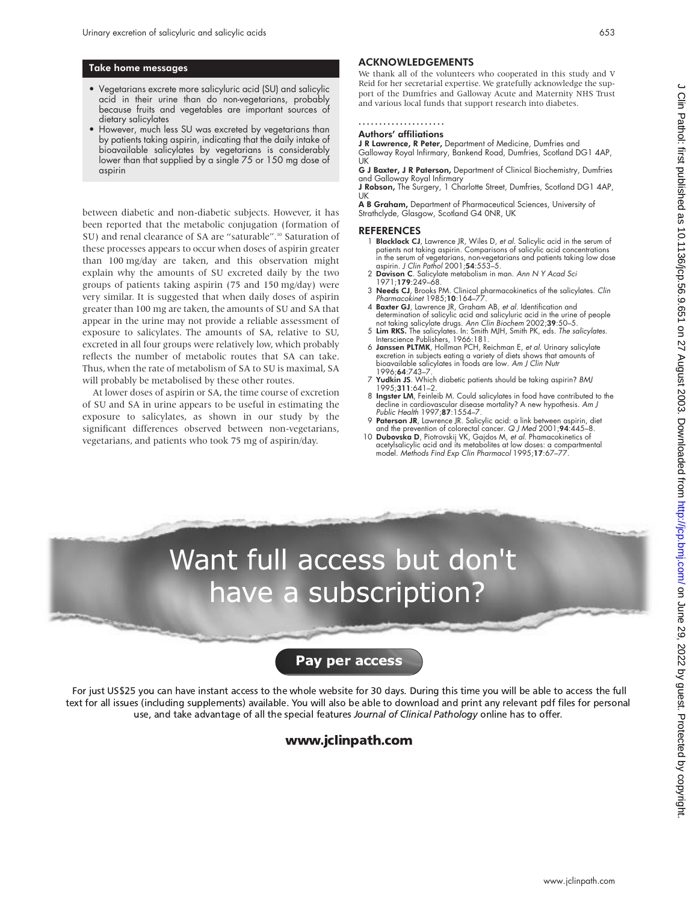## Take home messages

- Vegetarians excrete more salicyluric acid (SU) and salicylic acid in their urine than do non-vegetarians, probably because fruits and vegetables are important sources of dietary salicylates
- However, much less SU was excreted by vegetarians than by patients taking aspirin, indicating that the daily intake of bioavailable salicylates by vegetarians is considerably lower than that supplied by a single 75 or 150 mg dose of aspirin

between diabetic and non-diabetic subjects. However, it has been reported that the metabolic conjugation (formation of SU) and renal clearance of SA are "saturable".[10] Saturation of these processes appears to occur when doses of aspirin greater than 100 mg/day are taken, and this observation might explain why the amounts of SU excreted daily by the two groups of patients taking aspirin (75 and 150 mg/day) were very similar. It is suggested that when daily doses of aspirin greater than 100 mg are taken, the amounts of SU and SA that appear in the urine may not provide a reliable assessment of exposure to salicylates. The amounts of SA, relative to SU, excreted in all four groups were relatively low, which probably reflects the number of metabolic routes that SA can take. Thus, when the rate of metabolism of SA to SU is maximal, SA will probably be metabolised by these other routes.

At lower doses of aspirin or SA, the time course of excretion of SU and SA in urine appears to be useful in estimating the exposure to salicylates, as shown in our study by the significant differences observed between non-vegetarians, vegetarians, and patients who took 75 mg of aspirin/day.

## ACKNOWLEDGEMENTS

We thank all of the volunteers who cooperated in this study and V Reid for her secretarial expertise. We gratefully acknowledge the support of the Dumfries and Galloway Acute and Maternity NHS Trust and various local funds that support research into diabetes.

### Authors' affiliations

**J R Lawrence, R Peter,** Department of Medicine, Dumfries and Galloway Royal Infirmary, Bankend Road, Dumfries, Scotland DG1 4AP, UK

**G J Baxter, J R Paterson,** Department of Clinical Biochemistry, Dumfries and Galloway Royal Infirmary

**J Robson,** The Surgery, 1 Charlotte Street, Dumfries, Scotland DG1 4AP, UK

**A B Graham,** Department of Pharmaceutical Sciences, University of Strathclyde, Glasgow, Scotland G4 0NR, UK

## REFERENCES

1. **Blacklock CJ**, Lawrence JR, Wiles D, *et al*. Salicylic acid in the serum of patients not taking aspirin. Comparisons of salicylic acid concentrations in the serum of vegetarians, non-vegetarians and patients taking low dose aspirin. *J Clin Pathol* 2001;**54**:553–5.
2. **Davison C**. Salicylate metabolism in man. *Ann N Y Acad Sci* 1971;**179**:249–68.
3. **Needs CJ**, Brooks PM. Clinical pharmacokinetics of the salicylates. *Clin Pharmacokinet* 1985;**10**:164–77.
4. **Baxter GJ**, Lawrence JR, Graham AB, *et al*. Identification and determination of salicylic acid and salicyluric acid in the urine of people not taking salicylate drugs. *Ann Clin Biochem* 2002;**39**:50–5.
5. **Lim RKS**. The salicylates. In: Smith MJH, Smith PK, eds. *The salicylates*. Interscience Publishers, 1966:181.
6. **Janssen PLTMK**, Hollman PCH, Reichman E, *et al*. Urinary salicylate excretion in subjects eating a variety of diets shows that amounts of bioavailable salicylates in foods are low. *Am J Clin Nutr* 1996;**64**:743–7.
7. **Yudkin JS**. Which diabetic patients should be taking aspirin? *BMJ* 1995;**311**:641–2.
8. **Ingster LM**, Feinleib M. Could salicylates in food have contributed to the decline in cardiovascular disease mortality? A new hypothesis. *Am J Public Health* 1997;**87**:1554–7.
9. **Paterson JR**, Lawrence JR. Salicylic acid: a link between aspirin, diet and the prevention of colorectal cancer. *Q J Med* 2001;**94**:445–8.
10. **Dubovska D**, Piotrovskij VK, Gajdos M, *et al*. Phamacokinetics of acetylsalicylic acid and its metabolites at low doses: a compartmental model. *Methods Find Exp Clin Pharmacol* 1995;**17**:67–77.